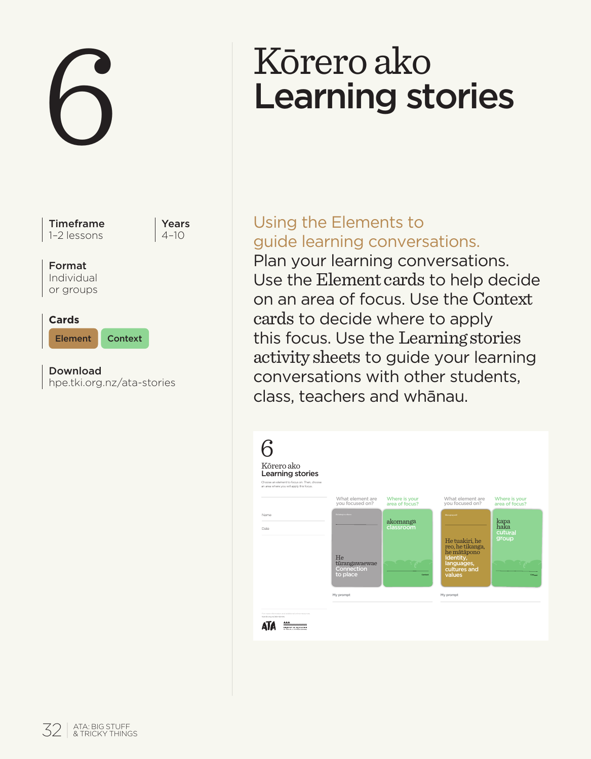# 6

# Kōrero ako
# Learning stories

**Timeframe**
1–2 lessons

**Years**
4–10

**Format**
Individual or groups

**Cards**
Element | Context

**Download**
hpe.tki.org.nz/ata-stories

## Using the Elements to guide learning conversations.

Plan your learning conversations. Use the Element cards to help decide on an area of focus. Use the Context cards to decide where to apply this focus. Use the Learning stories activity sheets to guide your learning conversations with other students, class, teachers and whānau.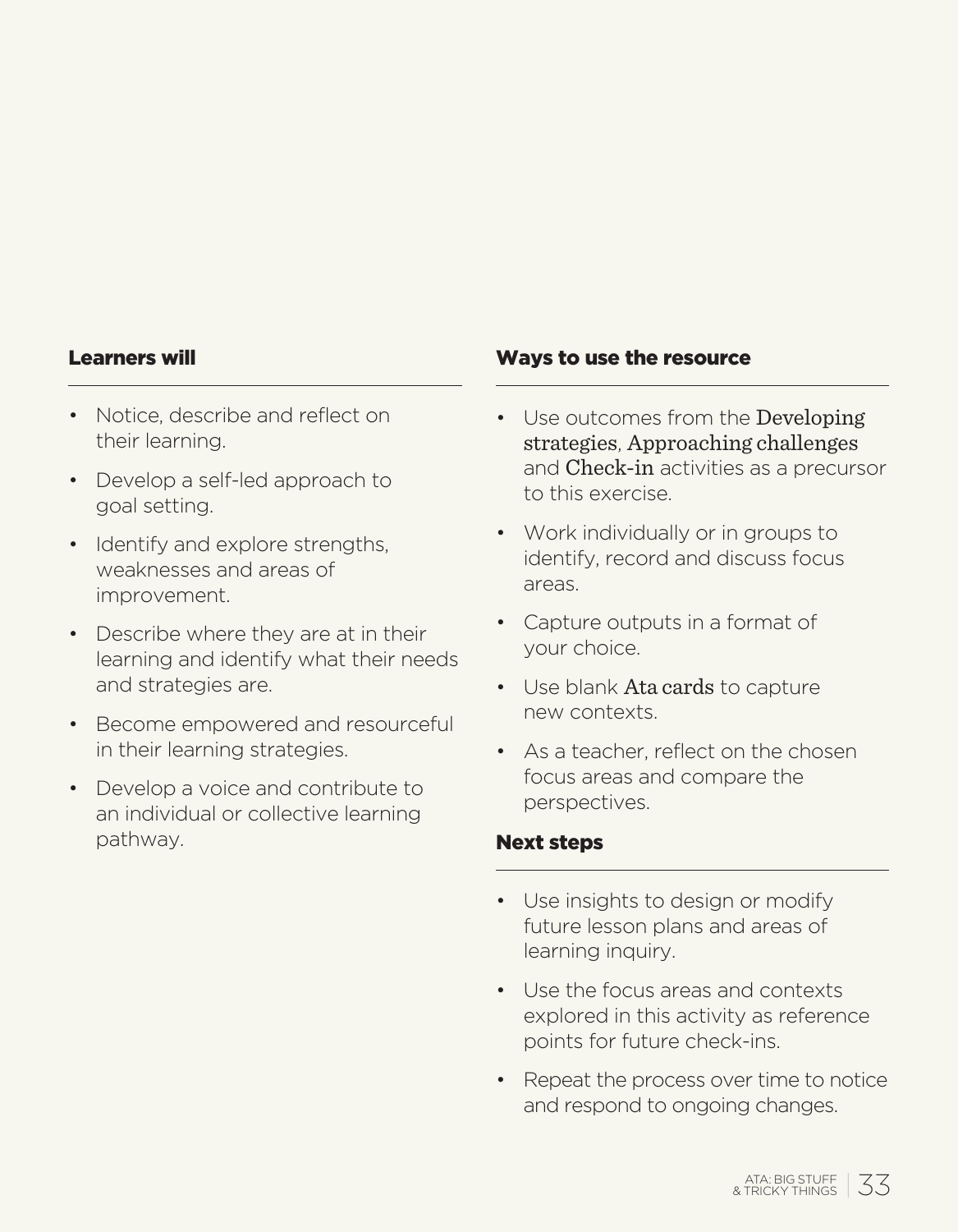### Learners will

- Notice, describe and reflect on their learning.
- Develop a self-led approach to goal setting.
- Identify and explore strengths, weaknesses and areas of improvement.
- Describe where they are at in their learning and identify what their needs and strategies are.
- Become empowered and resourceful in their learning strategies.
- Develop a voice and contribute to an individual or collective learning pathway.

### Ways to use the resource

- Use outcomes from the Developing strategies, Approaching challenges and Check-in activities as a precursor to this exercise.
- Work individually or in groups to identify, record and discuss focus areas.
- Capture outputs in a format of your choice.
- Use blank Ata cards to capture new contexts.
- As a teacher, reflect on the chosen focus areas and compare the perspectives.

### Next steps

- Use insights to design or modify future lesson plans and areas of learning inquiry.
- Use the focus areas and contexts explored in this activity as reference points for future check-ins.
- Repeat the process over time to notice and respond to ongoing changes.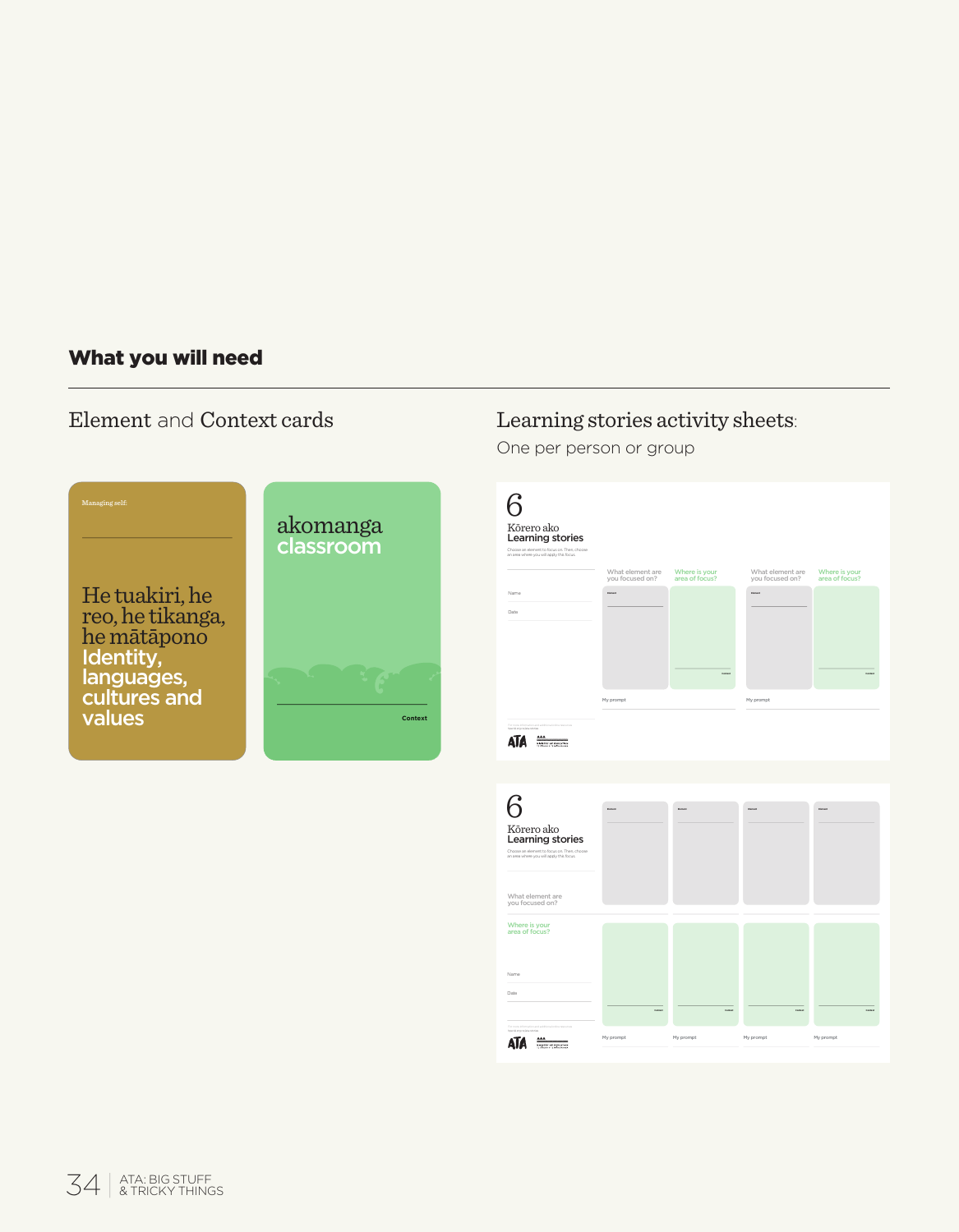## What you will need

### Element and Context cards

Managing self:

He tuakiri, he reo, he tikanga, he mātāpono
Identity, languages, cultures and values

akomanga
classroom

Context

### Learning stories activity sheets:

One per person or group

6
Kōrero ako
Learning stories

What element are you focused on?

Where is your area of focus?

Name

Date

My prompt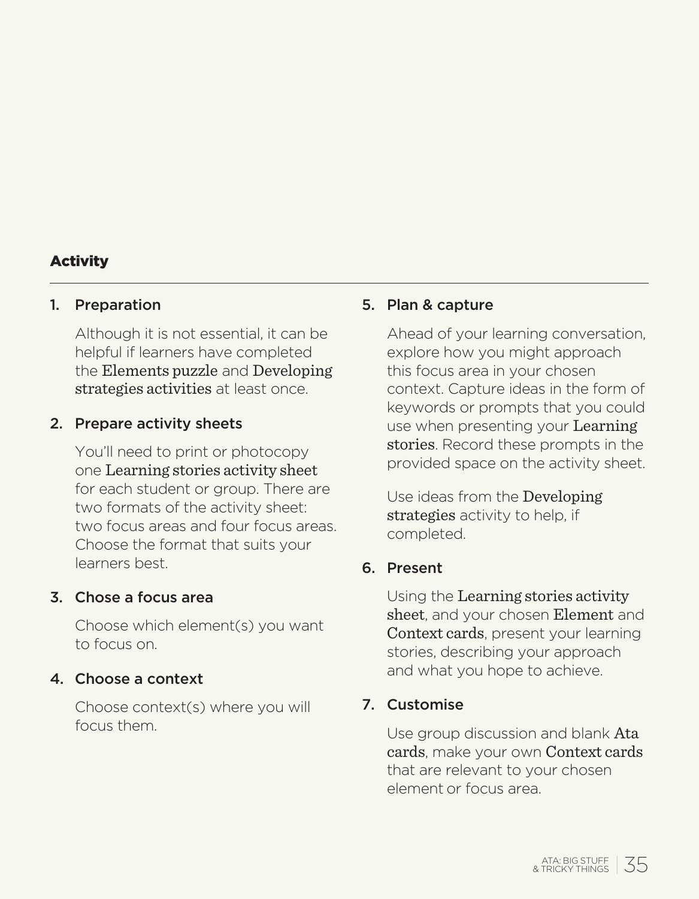## Activity

1. **Preparation**

   Although it is not essential, it can be helpful if learners have completed the Elements puzzle and Developing strategies activities at least once.

2. **Prepare activity sheets**

   You'll need to print or photocopy one Learning stories activity sheet for each student or group. There are two formats of the activity sheet: two focus areas and four focus areas. Choose the format that suits your learners best.

3. **Chose a focus area**

   Choose which element(s) you want to focus on.

4. **Choose a context**

   Choose context(s) where you will focus them.

5. **Plan & capture**

   Ahead of your learning conversation, explore how you might approach this focus area in your chosen context. Capture ideas in the form of keywords or prompts that you could use when presenting your Learning stories. Record these prompts in the provided space on the activity sheet.

   Use ideas from the Developing strategies activity to help, if completed.

6. **Present**

   Using the Learning stories activity sheet, and your chosen Element and Context cards, present your learning stories, describing your approach and what you hope to achieve.

7. **Customise**

   Use group discussion and blank Ata cards, make your own Context cards that are relevant to your chosen element or focus area.